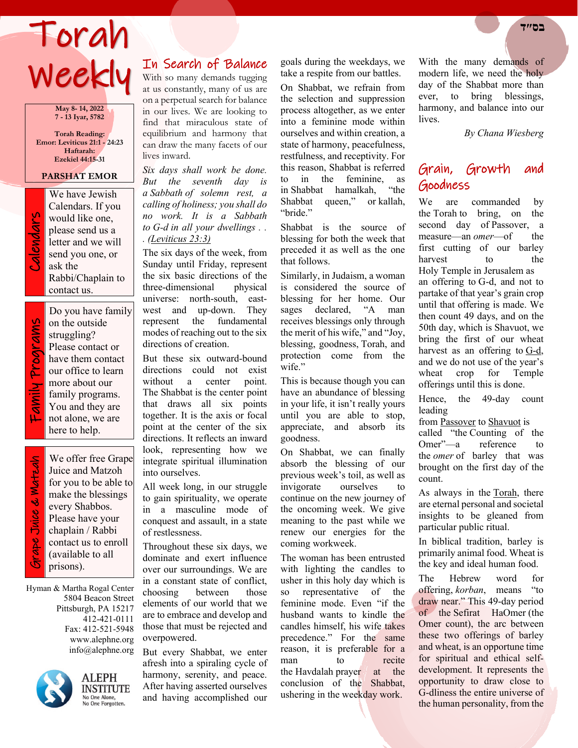# Torah Weekly

בס״ד

**May 8- 14, 2022**
**7 - 13 Iyar, 5782**

**Torah Reading:**
**Emor: Leviticus 21:1 - 24:23**
**Haftarah:**
**Ezekiel 44:15-31**

**PARSHAT EMOR**

**Calendars**

We have Jewish Calendars. If you would like one, please send us a letter and we will send you one, or ask the Rabbi/Chaplain to contact us.

**Family Programs**

Do you have family on the outside struggling? Please contact or have them contact our office to learn more about our family programs. You and they are not alone, we are here to help.

**Grape Juice & Matzah**

We offer free Grape Juice and Matzoh for you to be able to make the blessings every Shabbos. Please have your chaplain / Rabbi contact us to enroll (available to all prisons).

Hyman & Martha Rogal Center
5804 Beacon Street
Pittsburgh, PA 15217
412-421-0111
Fax: 412-521-5948
www.alephne.org
info@alephne.org

ALEPH INSTITUTE
No One Alone,
No One Forgotten.

## In Search of Balance

With so many demands tugging at us constantly, many of us are on a perpetual search for balance in our lives. We are looking to find that miraculous state of equilibrium and harmony that can draw the many facets of our lives inward.

*Six days shall work be done. But the seventh day is a Sabbath of solemn rest, a calling of holiness; you shall do no work. It is a Sabbath to G-d in all your dwellings . . . (Leviticus 23:3)*

The six days of the week, from Sunday until Friday, represent the six basic directions of the three-dimensional physical universe: north-south, east-west and up-down. They represent the fundamental modes of reaching out to the six directions of creation.

But these six outward-bound directions could not exist without a center point. The Shabbat is the center point that draws all six points together. It is the axis or focal point at the center of the six directions. It reflects an inward look, representing how we integrate spiritual illumination into ourselves.

All week long, in our struggle to gain spirituality, we operate in a masculine mode of conquest and assault, in a state of restlessness.

Throughout these six days, we dominate and exert influence over our surroundings. We are in a constant state of conflict, choosing between those elements of our world that we are to embrace and develop and those that must be rejected and overpowered.

But every Shabbat, we enter afresh into a spiraling cycle of harmony, serenity, and peace. After having asserted ourselves and having accomplished our goals during the weekdays, we take a respite from our battles.

On Shabbat, we refrain from the selection and suppression process altogether, as we enter into a feminine mode within ourselves and within creation, a state of harmony, peacefulness, restfulness, and receptivity. For this reason, Shabbat is referred to in the feminine, as in Shabbat hamalkah, "the Shabbat queen," or kallah, "bride."

Shabbat is the source of blessing for both the week that preceded it as well as the one that follows.

Similarly, in Judaism, a woman is considered the source of blessing for her home. Our sages declared, "A man receives blessings only through the merit of his wife," and "Joy, blessing, goodness, Torah, and protection come from the wife."

This is because though you can have an abundance of blessing in your life, it isn't really yours until you are able to stop, appreciate, and absorb its goodness.

On Shabbat, we can finally absorb the blessing of our previous week's toil, as well as invigorate ourselves to continue on the new journey of the oncoming week. We give meaning to the past while we renew our energies for the coming workweek.

The woman has been entrusted with lighting the candles to usher in this holy day which is so representative of the feminine mode. Even "if the husband wants to kindle the candles himself, his wife takes precedence." For the same reason, it is preferable for a man to recite the Havdalah prayer at the conclusion of the Shabbat, ushering in the weekday work.

With the many demands of modern life, we need the holy day of the Shabbat more than ever, to bring blessings, harmony, and balance into our lives.

*By Chana Wiesberg*

## Grain, Growth and Goodness

We are commanded by the Torah to bring, on the second day of Passover, a measure—an *omer*—of the first cutting of our barley harvest to the Holy Temple in Jerusalem as an offering to G-d, and not to partake of that year's grain crop until that offering is made. We then count 49 days, and on the 50th day, which is Shavuot, we bring the first of our wheat harvest as an offering to G-d, and we do not use of the year's wheat crop for Temple offerings until this is done.

Hence, the 49-day count leading from Passover to Shavuot is called "the Counting of the Omer"—a reference to the *omer* of barley that was brought on the first day of the count.

As always in the Torah, there are eternal personal and societal insights to be gleaned from particular public ritual.

In biblical tradition, barley is primarily animal food. Wheat is the key and ideal human food.

The Hebrew word for offering, *korban*, means "to draw near." This 49-day period of the Sefirat HaOmer (the Omer count), the arc between these two offerings of barley and wheat, is an opportune time for spiritual and ethical self-development. It represents the opportunity to draw close to G-dliness the entire universe of the human personality, from the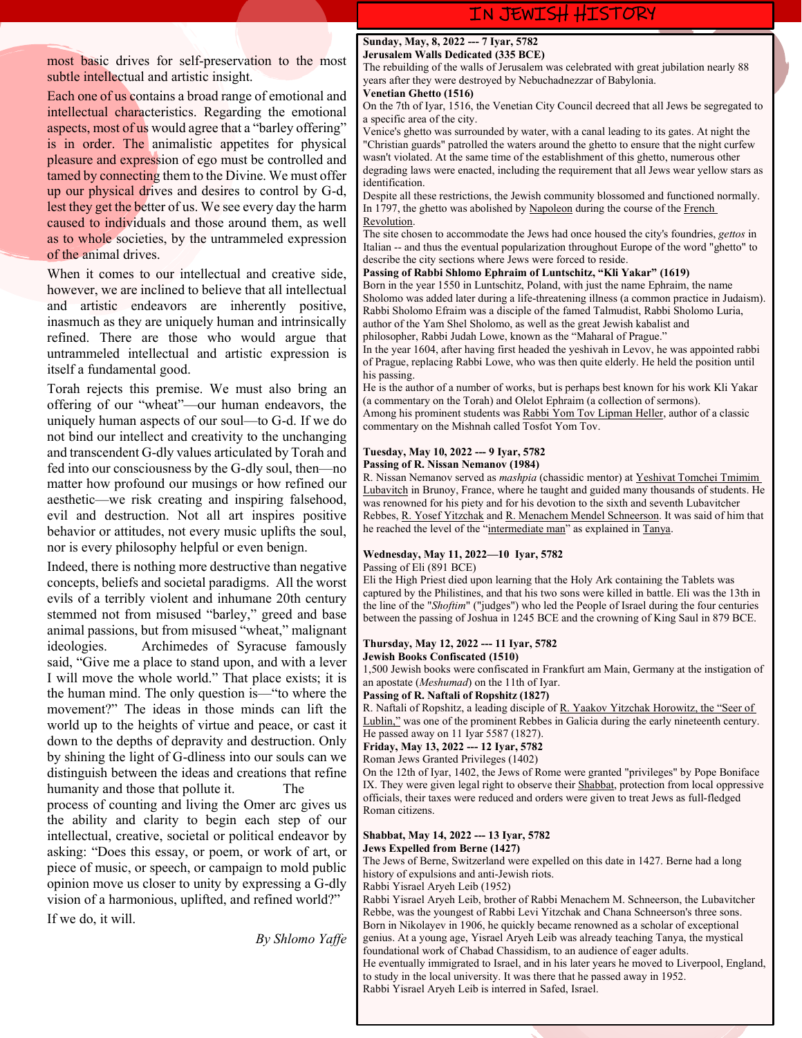most basic drives for self-preservation to the most subtle intellectual and artistic insight.

Each one of us contains a broad range of emotional and intellectual characteristics. Regarding the emotional aspects, most of us would agree that a "barley offering" is in order. The animalistic appetites for physical pleasure and expression of ego must be controlled and tamed by connecting them to the Divine. We must offer up our physical drives and desires to control by G-d, lest they get the better of us. We see every day the harm caused to individuals and those around them, as well as to whole societies, by the untrammeled expression of the animal drives.

When it comes to our intellectual and creative side, however, we are inclined to believe that all intellectual and artistic endeavors are inherently positive, inasmuch as they are uniquely human and intrinsically refined. There are those who would argue that untrammeled intellectual and artistic expression is itself a fundamental good.

Torah rejects this premise. We must also bring an offering of our "wheat"—our human endeavors, the uniquely human aspects of our soul—to G-d. If we do not bind our intellect and creativity to the unchanging and transcendent G-dly values articulated by Torah and fed into our consciousness by the G-dly soul, then—no matter how profound our musings or how refined our aesthetic—we risk creating and inspiring falsehood, evil and destruction. Not all art inspires positive behavior or attitudes, not every music uplifts the soul, nor is every philosophy helpful or even benign.

Indeed, there is nothing more destructive than negative concepts, beliefs and societal paradigms. All the worst evils of a terribly violent and inhumane 20th century stemmed not from misused "barley," greed and base animal passions, but from misused "wheat," malignant ideologies. Archimedes of Syracuse famously said, "Give me a place to stand upon, and with a lever I will move the whole world." That place exists; it is the human mind. The only question is—"to where the movement?" The ideas in those minds can lift the world up to the heights of virtue and peace, or cast it down to the depths of depravity and destruction. Only by shining the light of G-dliness into our souls can we distinguish between the ideas and creations that refine humanity and those that pollute it. The process of counting and living the Omer arc gives us the ability and clarity to begin each step of our intellectual, creative, societal or political endeavor by asking: "Does this essay, or poem, or work of art, or piece of music, or speech, or campaign to mold public opinion move us closer to unity by expressing a G-dly vision of a harmonious, uplifted, and refined world?"

If we do, it will.

*By Shlomo Yaffe*

# IN JEWISH HISTORY

**Sunday, May, 8, 2022 --- 7 Iyar, 5782**

**Jerusalem Walls Dedicated (335 BCE)**

The rebuilding of the walls of Jerusalem was celebrated with great jubilation nearly 88 years after they were destroyed by Nebuchadnezzar of Babylonia.

**Venetian Ghetto (1516)**

On the 7th of Iyar, 1516, the Venetian City Council decreed that all Jews be segregated to a specific area of the city.

Venice's ghetto was surrounded by water, with a canal leading to its gates. At night the "Christian guards" patrolled the waters around the ghetto to ensure that the night curfew wasn't violated. At the same time of the establishment of this ghetto, numerous other degrading laws were enacted, including the requirement that all Jews wear yellow stars as identification.

Despite all these restrictions, the Jewish community blossomed and functioned normally. In 1797, the ghetto was abolished by Napoleon during the course of the French Revolution.

The site chosen to accommodate the Jews had once housed the city's foundries, *gettos* in Italian -- and thus the eventual popularization throughout Europe of the word "ghetto" to describe the city sections where Jews were forced to reside.

**Passing of Rabbi Shlomo Ephraim of Luntschitz, "Kli Yakar" (1619)**

Born in the year 1550 in Luntschitz, Poland, with just the name Ephraim, the name Sholomo was added later during a life-threatening illness (a common practice in Judaism). Rabbi Sholomo Efraim was a disciple of the famed Talmudist, Rabbi Sholomo Luria, author of the Yam Shel Sholomo, as well as the great Jewish kabalist and philosopher, Rabbi Judah Lowe, known as the "Maharal of Prague."

In the year 1604, after having first headed the yeshivah in Levov, he was appointed rabbi of Prague, replacing Rabbi Lowe, who was then quite elderly. He held the position until his passing.

He is the author of a number of works, but is perhaps best known for his work Kli Yakar (a commentary on the Torah) and Olelot Ephraim (a collection of sermons).

Among his prominent students was Rabbi Yom Tov Lipman Heller, author of a classic commentary on the Mishnah called Tosfot Yom Tov.

**Tuesday, May 10, 2022 --- 9 Iyar, 5782**

**Passing of R. Nissan Nemanov (1984)**

R. Nissan Nemanov served as *mashpia* (chassidic mentor) at Yeshivat Tomchei Tmimim Lubavitch in Brunoy, France, where he taught and guided many thousands of students. He was renowned for his piety and for his devotion to the sixth and seventh Lubavitcher Rebbes, R. Yosef Yitzchak and R. Menachem Mendel Schneerson. It was said of him that he reached the level of the "intermediate man" as explained in Tanya.

**Wednesday, May 11, 2022—10 Iyar, 5782**

Passing of Eli (891 BCE)

Eli the High Priest died upon learning that the Holy Ark containing the Tablets was captured by the Philistines, and that his two sons were killed in battle. Eli was the 13th in the line of the "*Shoftim*" ("judges") who led the People of Israel during the four centuries between the passing of Joshua in 1245 BCE and the crowning of King Saul in 879 BCE.

**Thursday, May 12, 2022 --- 11 Iyar, 5782**

**Jewish Books Confiscated (1510)**

1,500 Jewish books were confiscated in Frankfurt am Main, Germany at the instigation of an apostate (*Meshumad*) on the 11th of Iyar.

**Passing of R. Naftali of Ropshitz (1827)**

R. Naftali of Ropshitz, a leading disciple of R. Yaakov Yitzchak Horowitz, the "Seer of Lublin," was one of the prominent Rebbes in Galicia during the early nineteenth century. He passed away on 11 Iyar 5587 (1827).

**Friday, May 13, 2022 --- 12 Iyar, 5782**

Roman Jews Granted Privileges (1402)

On the 12th of Iyar, 1402, the Jews of Rome were granted "privileges" by Pope Boniface IX. They were given legal right to observe their Shabbat, protection from local oppressive officials, their taxes were reduced and orders were given to treat Jews as full-fledged Roman citizens.

**Shabbat, May 14, 2022 --- 13 Iyar, 5782**

**Jews Expelled from Berne (1427)**

The Jews of Berne, Switzerland were expelled on this date in 1427. Berne had a long history of expulsions and anti-Jewish riots.

Rabbi Yisrael Aryeh Leib (1952)

Rabbi Yisrael Aryeh Leib, brother of Rabbi Menachem M. Schneerson, the Lubavitcher Rebbe, was the youngest of Rabbi Levi Yitzchak and Chana Schneerson's three sons. Born in Nikolayev in 1906, he quickly became renowned as a scholar of exceptional genius. At a young age, Yisrael Aryeh Leib was already teaching Tanya, the mystical foundational work of Chabad Chassidism, to an audience of eager adults.

He eventually immigrated to Israel, and in his later years he moved to Liverpool, England, to study in the local university. It was there that he passed away in 1952.

Rabbi Yisrael Aryeh Leib is interred in Safed, Israel.